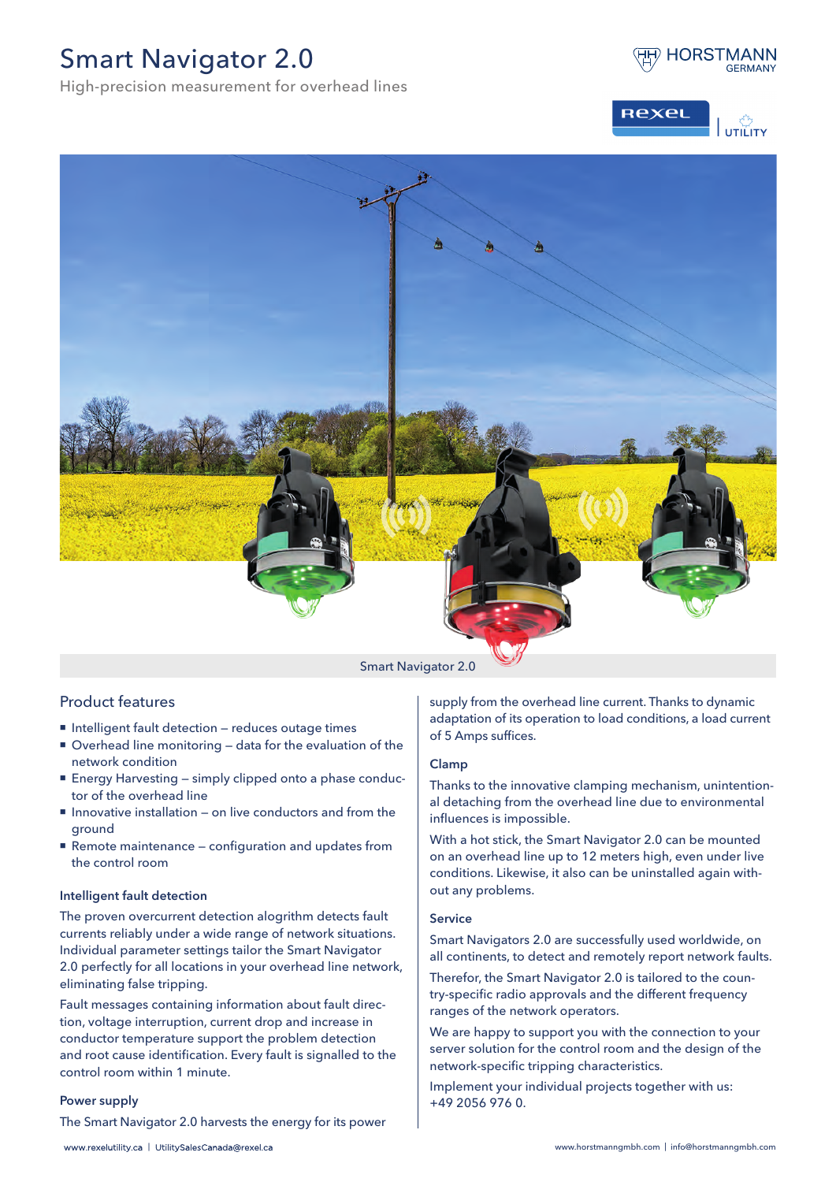# Smart Navigator 2.0

High-precision measurement for overhead lines

Smart Navigator 2.0

## Product features

- Intelligent fault detection – reduces outage times
- Overhead line monitoring – data for the evaluation of the network condition
- Energy Harvesting – simply clipped onto a phase conductor of the overhead line
- Innovative installation – on live conductors and from the ground
- Remote maintenance – configuration and updates from the control room

### Intelligent fault detection

The proven overcurrent detection alogrithm detects fault currents reliably under a wide range of network situations. Individual parameter settings tailor the Smart Navigator 2.0 perfectly for all locations in your overhead line network, eliminating false tripping.

Fault messages containing information about fault direction, voltage interruption, current drop and increase in conductor temperature support the problem detection and root cause identification. Every fault is signalled to the control room within 1 minute.

### Power supply

The Smart Navigator 2.0 harvests the energy for its power supply from the overhead line current. Thanks to dynamic adaptation of its operation to load conditions, a load current of 5 Amps suffices.

### Clamp

Thanks to the innovative clamping mechanism, unintentional detaching from the overhead line due to environmental influences is impossible.

With a hot stick, the Smart Navigator 2.0 can be mounted on an overhead line up to 12 meters high, even under live conditions. Likewise, it also can be uninstalled again without any problems.

### Service

Smart Navigators 2.0 are successfully used worldwide, on all continents, to detect and remotely report network faults.

Therefor, the Smart Navigator 2.0 is tailored to the country-specific radio approvals and the different frequency ranges of the network operators.

We are happy to support you with the connection to your server solution for the control room and the design of the network-specific tripping characteristics.

Implement your individual projects together with us: +49 2056 976 0.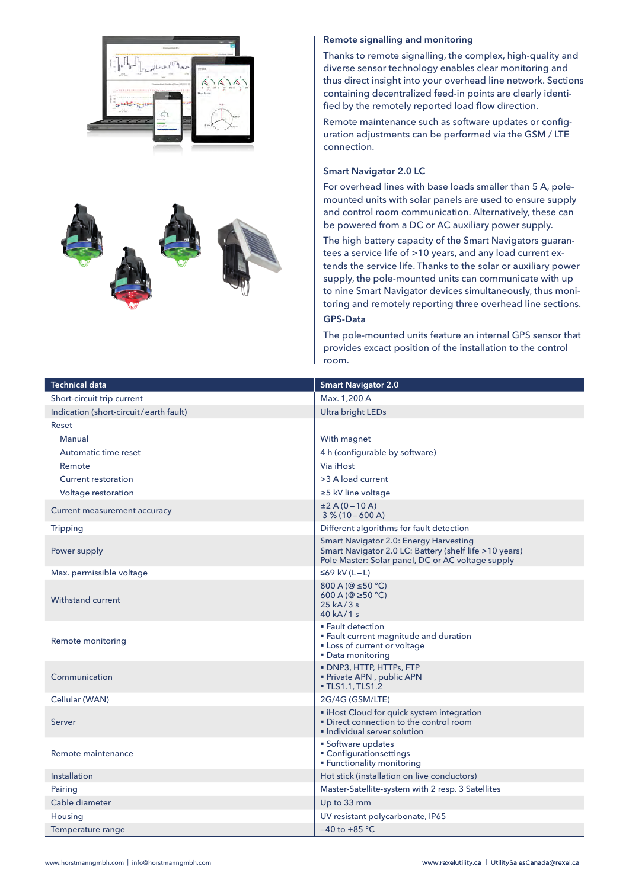### Remote signalling and monitoring

Thanks to remote signalling, the complex, high-quality and diverse sensor technology enables clear monitoring and thus direct insight into your overhead line network. Sections containing decentralized feed-in points are clearly identified by the remotely reported load flow direction.

Remote maintenance such as software updates or configuration adjustments can be performed via the GSM / LTE connection.

### Smart Navigator 2.0 LC

For overhead lines with base loads smaller than 5 A, pole-mounted units with solar panels are used to ensure supply and control room communication. Alternatively, these can be powered from a DC or AC auxiliary power supply.

The high battery capacity of the Smart Navigators guarantees a service life of >10 years, and any load current extends the service life. Thanks to the solar or auxiliary power supply, the pole-mounted units can communicate with up to nine Smart Navigator devices simultaneously, thus monitoring and remotely reporting three overhead line sections.

### GPS-Data

The pole-mounted units feature an internal GPS sensor that provides excact position of the installation to the control room.

| Technical data | Smart Navigator 2.0 |
|---|---|
| Short-circuit trip current | Max. 1,200 A |
| Indication (short-circuit/earth fault) | Ultra bright LEDs |
| Reset | |
| Manual | With magnet |
| Automatic time reset | 4 h (configurable by software) |
| Remote | Via iHost |
| Current restoration | >3 A load current |
| Voltage restoration | ≥5 kV line voltage |
| Current measurement accuracy | ±2 A (0 – 10 A)<br>3 % (10 – 600 A) |
| Tripping | Different algorithms for fault detection |
| Power supply | Smart Navigator 2.0: Energy Harvesting<br>Smart Navigator 2.0 LC: Battery (shelf life >10 years)<br>Pole Master: Solar panel, DC or AC voltage supply |
| Max. permissible voltage | ≤69 kV (L – L) |
| Withstand current | 800 A (@ ≤50 °C)<br>600 A (@ ≥50 °C)<br>25 kA / 3 s<br>40 kA / 1 s |
| Remote monitoring | ▪ Fault detection<br>▪ Fault current magnitude and duration<br>▪ Loss of current or voltage<br>▪ Data monitoring |
| Communication | ▪ DNP3, HTTP, HTTPs, FTP<br>▪ Private APN , public APN<br>▪ TLS1.1, TLS1.2 |
| Cellular (WAN) | 2G/4G (GSM/LTE) |
| Server | ▪ iHost Cloud for quick system integration<br>▪ Direct connection to the control room<br>▪ Individual server solution |
| Remote maintenance | ▪ Software updates<br>▪ Configurationsettings<br>▪ Functionality monitoring |
| Installation | Hot stick (installation on live conductors) |
| Pairing | Master-Satellite-system with 2 resp. 3 Satellites |
| Cable diameter | Up to 33 mm |
| Housing | UV resistant polycarbonate, IP65 |
| Temperature range | –40 to +85 °C |

www.horstmanngmbh.com | info@horstmanngmbh.com

www.rexelutility.ca | UtilitySalesCanada@rexel.ca